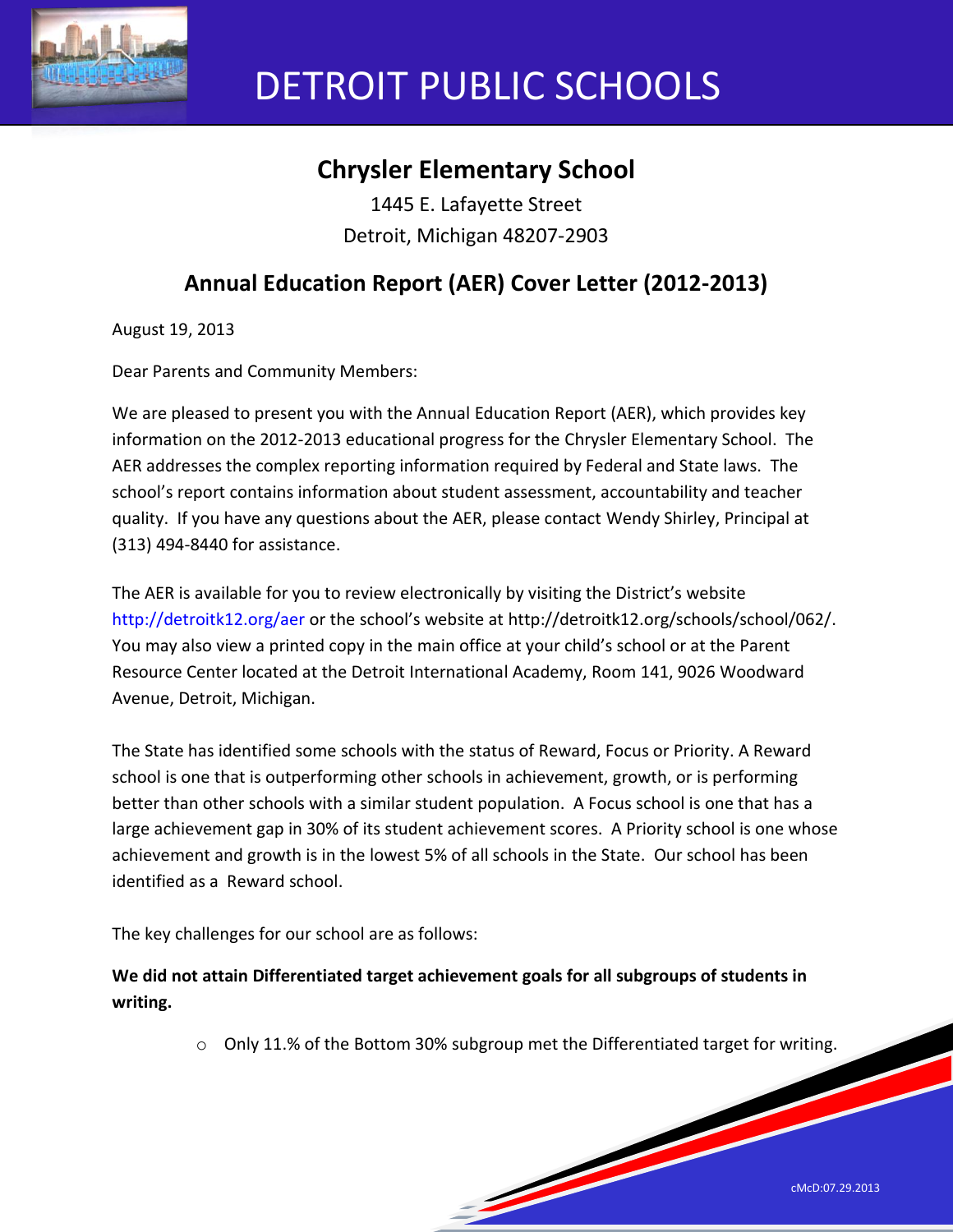# DETROIT PUBLIC SCHOOLS

## Chrysler Elementary School

1445 E. Lafayette Street
Detroit, Michigan 48207-2903

## Annual Education Report (AER) Cover Letter (2012-2013)

August 19, 2013

Dear Parents and Community Members:

We are pleased to present you with the Annual Education Report (AER), which provides key information on the 2012-2013 educational progress for the Chrysler Elementary School. The AER addresses the complex reporting information required by Federal and State laws. The school's report contains information about student assessment, accountability and teacher quality. If you have any questions about the AER, please contact Wendy Shirley, Principal at (313) 494-8440 for assistance.

The AER is available for you to review electronically by visiting the District's website http://detroitk12.org/aer or the school's website at http://detroitk12.org/schools/school/062/. You may also view a printed copy in the main office at your child's school or at the Parent Resource Center located at the Detroit International Academy, Room 141, 9026 Woodward Avenue, Detroit, Michigan.

The State has identified some schools with the status of Reward, Focus or Priority. A Reward school is one that is outperforming other schools in achievement, growth, or is performing better than other schools with a similar student population. A Focus school is one that has a large achievement gap in 30% of its student achievement scores. A Priority school is one whose achievement and growth is in the lowest 5% of all schools in the State. Our school has been identified as a Reward school.

The key challenges for our school are as follows:

**We did not attain Differentiated target achievement goals for all subgroups of students in writing.**

- Only 11.% of the Bottom 30% subgroup met the Differentiated target for writing.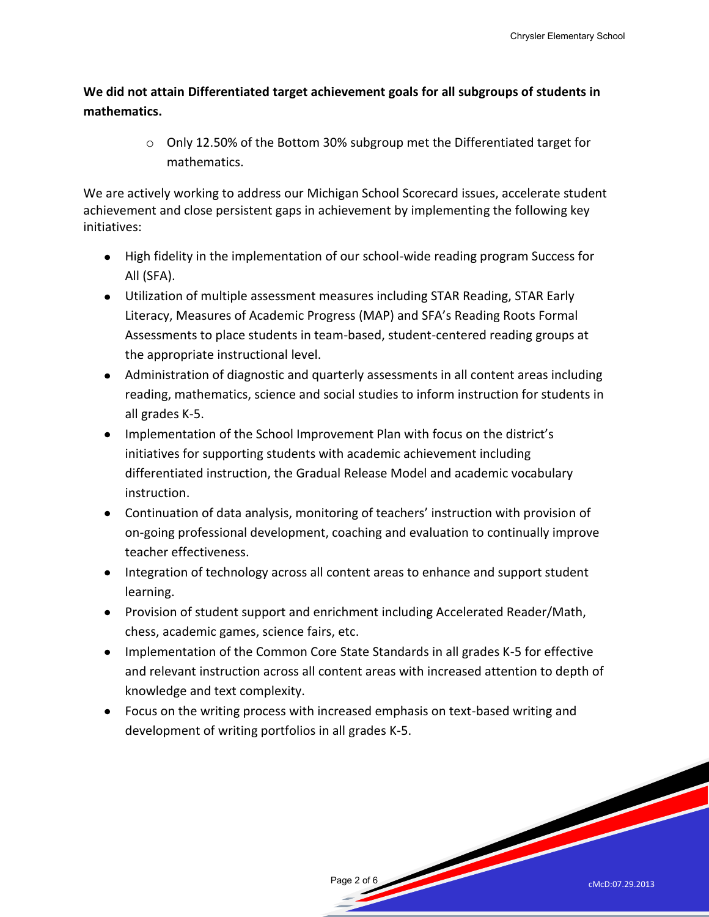**We did not attain Differentiated target achievement goals for all subgroups of students in mathematics.**

- Only 12.50% of the Bottom 30% subgroup met the Differentiated target for mathematics.

We are actively working to address our Michigan School Scorecard issues, accelerate student achievement and close persistent gaps in achievement by implementing the following key initiatives:

- High fidelity in the implementation of our school-wide reading program Success for All (SFA).
- Utilization of multiple assessment measures including STAR Reading, STAR Early Literacy, Measures of Academic Progress (MAP) and SFA's Reading Roots Formal Assessments to place students in team-based, student-centered reading groups at the appropriate instructional level.
- Administration of diagnostic and quarterly assessments in all content areas including reading, mathematics, science and social studies to inform instruction for students in all grades K-5.
- Implementation of the School Improvement Plan with focus on the district's initiatives for supporting students with academic achievement including differentiated instruction, the Gradual Release Model and academic vocabulary instruction.
- Continuation of data analysis, monitoring of teachers' instruction with provision of on-going professional development, coaching and evaluation to continually improve teacher effectiveness.
- Integration of technology across all content areas to enhance and support student learning.
- Provision of student support and enrichment including Accelerated Reader/Math, chess, academic games, science fairs, etc.
- Implementation of the Common Core State Standards in all grades K-5 for effective and relevant instruction across all content areas with increased attention to depth of knowledge and text complexity.
- Focus on the writing process with increased emphasis on text-based writing and development of writing portfolios in all grades K-5.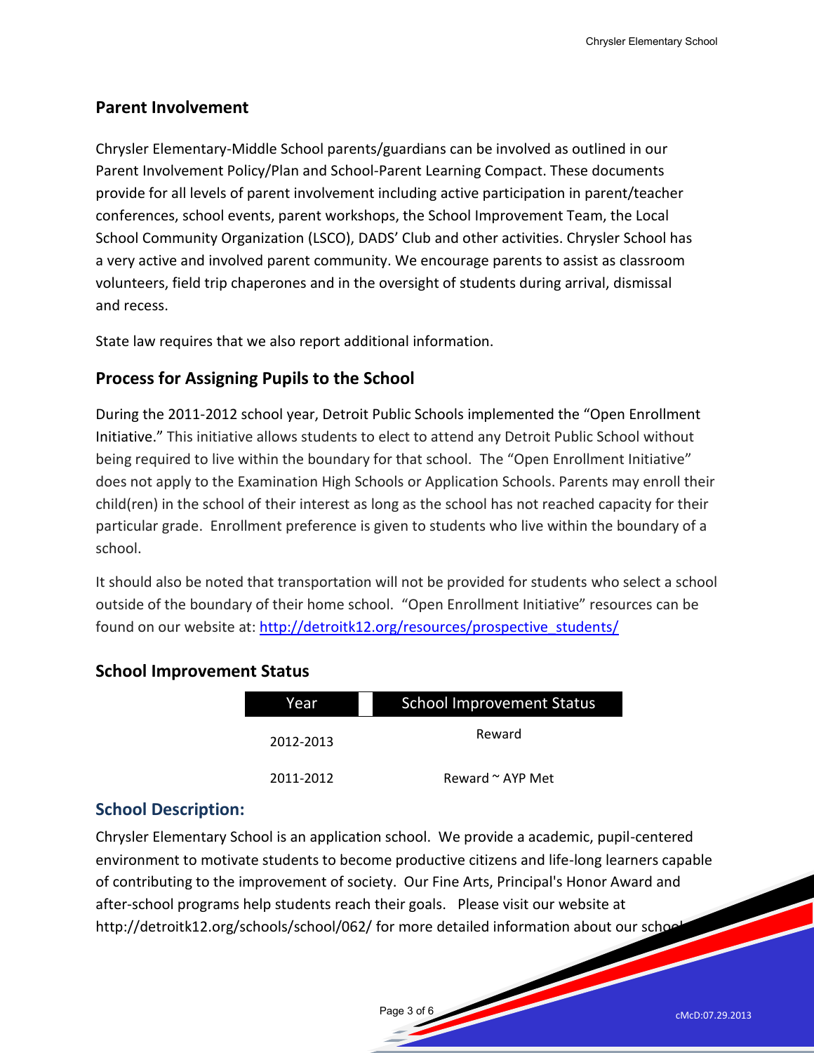## Parent Involvement

Chrysler Elementary-Middle School parents/guardians can be involved as outlined in our Parent Involvement Policy/Plan and School-Parent Learning Compact. These documents provide for all levels of parent involvement including active participation in parent/teacher conferences, school events, parent workshops, the School Improvement Team, the Local School Community Organization (LSCO), DADS' Club and other activities. Chrysler School has a very active and involved parent community. We encourage parents to assist as classroom volunteers, field trip chaperones and in the oversight of students during arrival, dismissal and recess.

State law requires that we also report additional information.

## Process for Assigning Pupils to the School

During the 2011-2012 school year, Detroit Public Schools implemented the "Open Enrollment Initiative." This initiative allows students to elect to attend any Detroit Public School without being required to live within the boundary for that school. The "Open Enrollment Initiative" does not apply to the Examination High Schools or Application Schools. Parents may enroll their child(ren) in the school of their interest as long as the school has not reached capacity for their particular grade. Enrollment preference is given to students who live within the boundary of a school.

It should also be noted that transportation will not be provided for students who select a school outside of the boundary of their home school. "Open Enrollment Initiative" resources can be found on our website at: [http://detroitk12.org/resources/prospective_students/](http://detroitk12.org/resources/prospective_students/)

## School Improvement Status

| Year | School Improvement Status |
|---|---|
| 2012-2013 | Reward |
| 2011-2012 | Reward ~ AYP Met |

## School Description:

Chrysler Elementary School is an application school. We provide a academic, pupil-centered environment to motivate students to become productive citizens and life-long learners capable of contributing to the improvement of society. Our Fine Arts, Principal's Honor Award and after-school programs help students reach their goals. Please visit our website at http://detroitk12.org/schools/school/062/ for more detailed information about our school.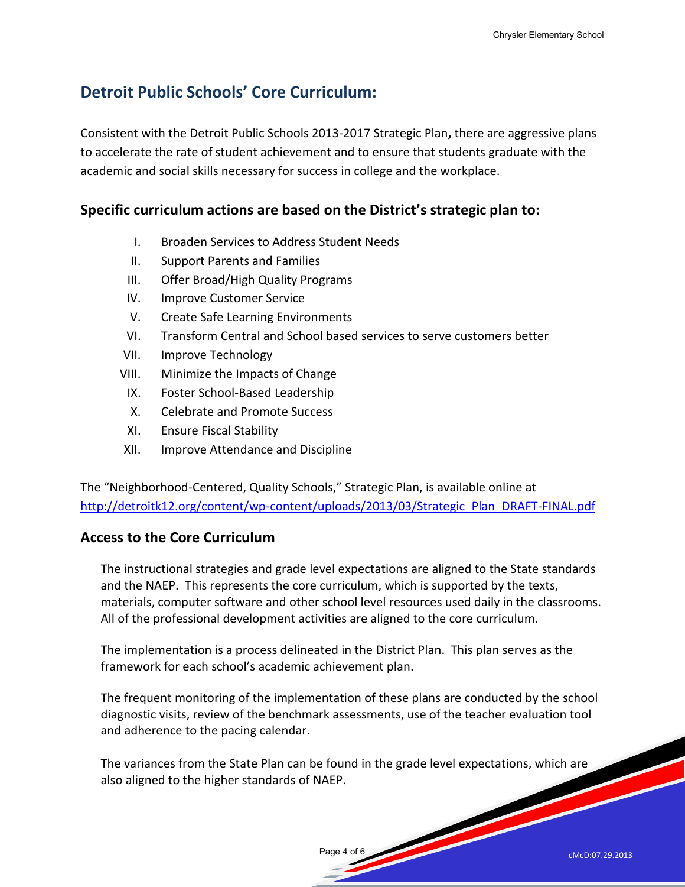## Detroit Public Schools' Core Curriculum:

Consistent with the Detroit Public Schools 2013-2017 Strategic Plan**,** there are aggressive plans to accelerate the rate of student achievement and to ensure that students graduate with the academic and social skills necessary for success in college and the workplace.

### Specific curriculum actions are based on the District's strategic plan to:

I. Broaden Services to Address Student Needs
II. Support Parents and Families
III. Offer Broad/High Quality Programs
IV. Improve Customer Service
V. Create Safe Learning Environments
VI. Transform Central and School based services to serve customers better
VII. Improve Technology
VIII. Minimize the Impacts of Change
IX. Foster School-Based Leadership
X. Celebrate and Promote Success
XI. Ensure Fiscal Stability
XII. Improve Attendance and Discipline

The "Neighborhood-Centered, Quality Schools," Strategic Plan, is available online at http://detroitk12.org/content/wp-content/uploads/2013/03/Strategic_Plan_DRAFT-FINAL.pdf

### Access to the Core Curriculum

The instructional strategies and grade level expectations are aligned to the State standards and the NAEP. This represents the core curriculum, which is supported by the texts, materials, computer software and other school level resources used daily in the classrooms. All of the professional development activities are aligned to the core curriculum.

The implementation is a process delineated in the District Plan. This plan serves as the framework for each school's academic achievement plan.

The frequent monitoring of the implementation of these plans are conducted by the school diagnostic visits, review of the benchmark assessments, use of the teacher evaluation tool and adherence to the pacing calendar.

The variances from the State Plan can be found in the grade level expectations, which are also aligned to the higher standards of NAEP.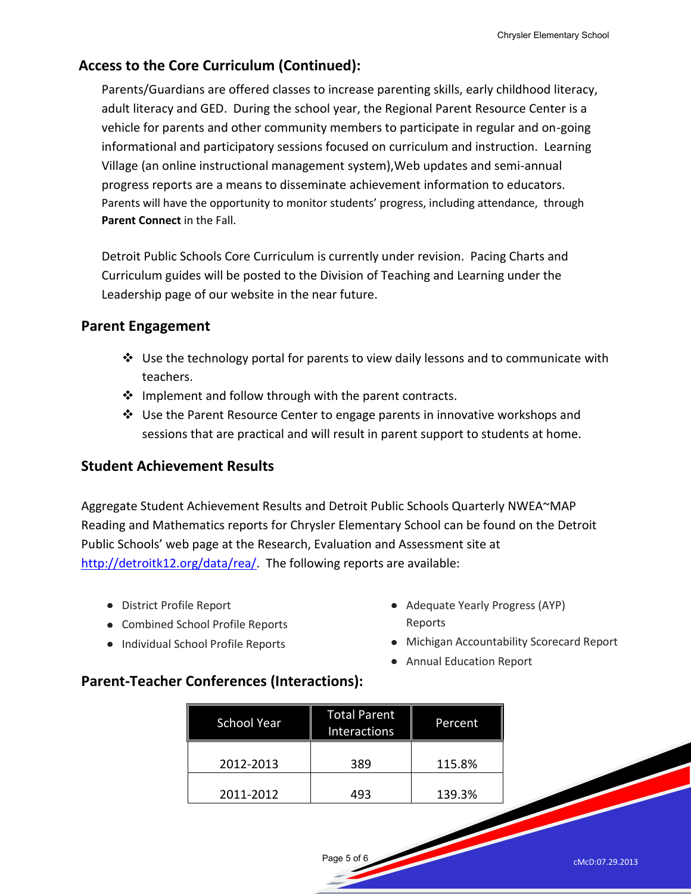## Access to the Core Curriculum (Continued):

Parents/Guardians are offered classes to increase parenting skills, early childhood literacy, adult literacy and GED. During the school year, the Regional Parent Resource Center is a vehicle for parents and other community members to participate in regular and on-going informational and participatory sessions focused on curriculum and instruction. Learning Village (an online instructional management system),Web updates and semi-annual progress reports are a means to disseminate achievement information to educators. Parents will have the opportunity to monitor students' progress, including attendance, through **Parent Connect** in the Fall.

Detroit Public Schools Core Curriculum is currently under revision. Pacing Charts and Curriculum guides will be posted to the Division of Teaching and Learning under the Leadership page of our website in the near future.

## Parent Engagement

- Use the technology portal for parents to view daily lessons and to communicate with teachers.
- Implement and follow through with the parent contracts.
- Use the Parent Resource Center to engage parents in innovative workshops and sessions that are practical and will result in parent support to students at home.

## Student Achievement Results

Aggregate Student Achievement Results and Detroit Public Schools Quarterly NWEA~MAP Reading and Mathematics reports for Chrysler Elementary School can be found on the Detroit Public Schools' web page at the Research, Evaluation and Assessment site at [http://detroitk12.org/data/rea/](http://detroitk12.org/data/rea/). The following reports are available:

- District Profile Report
- Combined School Profile Reports
- Individual School Profile Reports
- Adequate Yearly Progress (AYP) Reports
- Michigan Accountability Scorecard Report
- Annual Education Report

## Parent-Teacher Conferences (Interactions):

| School Year | Total Parent Interactions | Percent |
|---|---|---|
| 2012-2013 | 389 | 115.8% |
| 2011-2012 | 493 | 139.3% |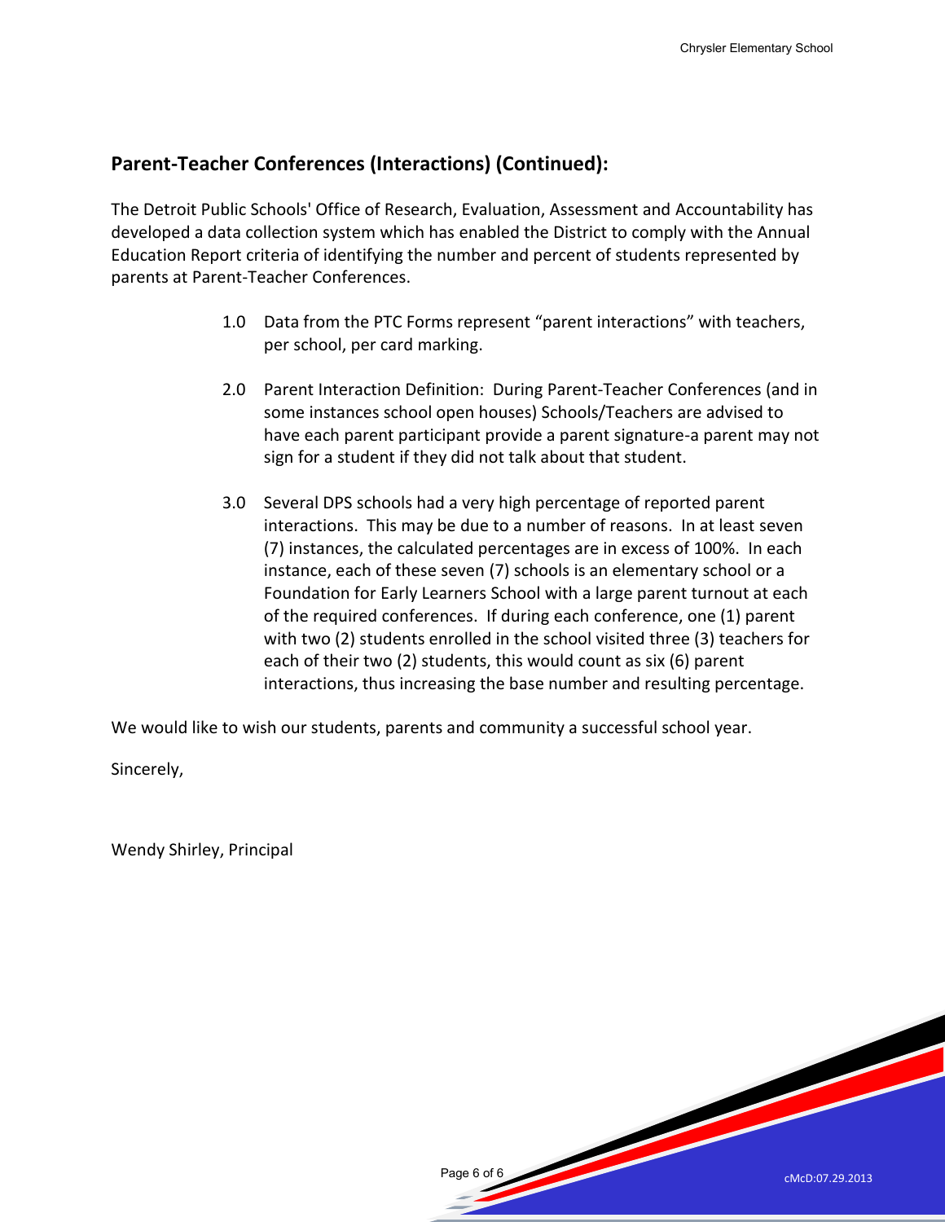## Parent-Teacher Conferences (Interactions) (Continued):

The Detroit Public Schools' Office of Research, Evaluation, Assessment and Accountability has developed a data collection system which has enabled the District to comply with the Annual Education Report criteria of identifying the number and percent of students represented by parents at Parent-Teacher Conferences.

1.0 Data from the PTC Forms represent "parent interactions" with teachers, per school, per card marking.

2.0 Parent Interaction Definition: During Parent-Teacher Conferences (and in some instances school open houses) Schools/Teachers are advised to have each parent participant provide a parent signature-a parent may not sign for a student if they did not talk about that student.

3.0 Several DPS schools had a very high percentage of reported parent interactions. This may be due to a number of reasons. In at least seven (7) instances, the calculated percentages are in excess of 100%. In each instance, each of these seven (7) schools is an elementary school or a Foundation for Early Learners School with a large parent turnout at each of the required conferences. If during each conference, one (1) parent with two (2) students enrolled in the school visited three (3) teachers for each of their two (2) students, this would count as six (6) parent interactions, thus increasing the base number and resulting percentage.

We would like to wish our students, parents and community a successful school year.

Sincerely,

Wendy Shirley, Principal